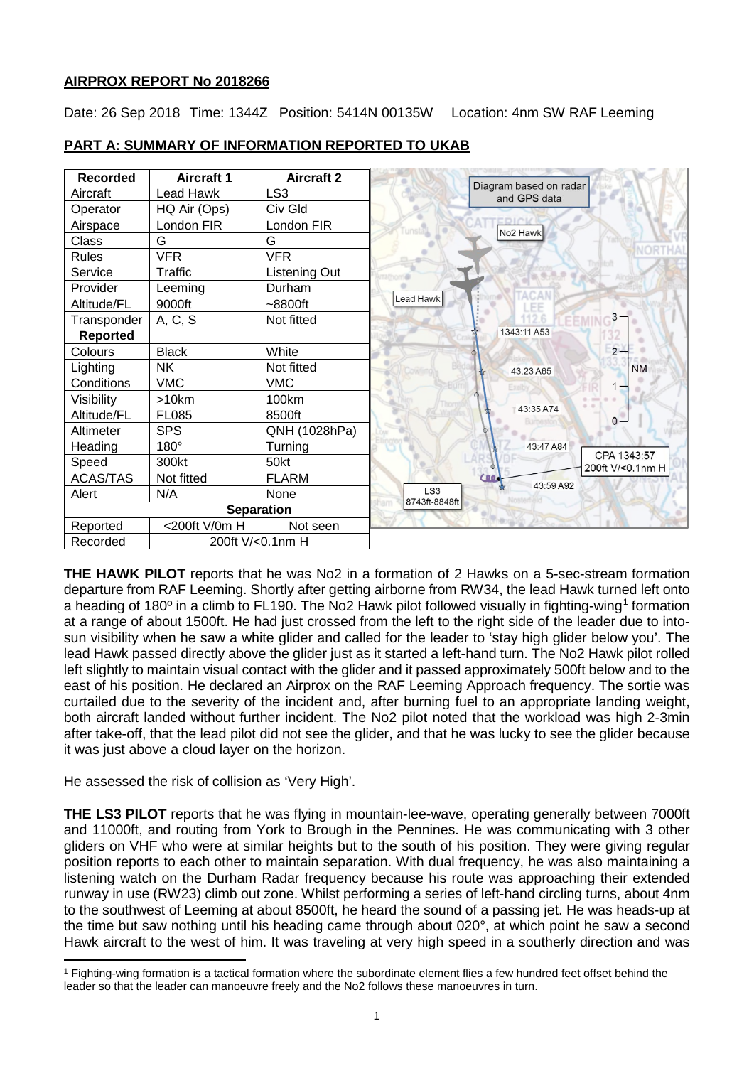## **AIRPROX REPORT No 2018266**

Date: 26 Sep 2018 Time: 1344Z Position: 5414N 00135W Location: 4nm SW RAF Leeming

## **PART A: SUMMARY OF INFORMATION REPORTED TO UKAB**

| Recorded | Aircraft 1 | Aircraft 2 |
|---|---|---|
| Aircraft | Lead Hawk | LS3 |
| Operator | HQ Air (Ops) | Civ Gld |
| Airspace | London FIR | London FIR |
| Class | G | G |
| Rules | VFR | VFR |
| Service | Traffic | Listening Out |
| Provider | Leeming | Durham |
| Altitude/FL | 9000ft | ~8800ft |
| Transponder | A, C, S | Not fitted |
| **Reported** | | |
| Colours | Black | White |
| Lighting | NK | Not fitted |
| Conditions | VMC | VMC |
| Visibility | >10km | 100km |
| Altitude/FL | FL085 | 8500ft |
| Altimeter | SPS | QNH (1028hPa) |
| Heading | 180° | Turning |
| Speed | 300kt | 50kt |
| ACAS/TAS | Not fitted | FLARM |
| Alert | N/A | None |
| **Separation** | | |
| Reported | <200ft V/0m H | Not seen |
| Recorded | 200ft V/<0.1nm H | |

Diagram based on radar and GPS data

No2 Hawk; Lead Hawk; 1343:11 A53; 43:23 A65; 43:35 A74; 43:47 A84; CPA 1343:57 200ft V/<0.1nm H; 43:59 A92; LS3 8743ft-8848ft

**THE HAWK PILOT** reports that he was No2 in a formation of 2 Hawks on a 5-sec-stream formation departure from RAF Leeming. Shortly after getting airborne from RW34, the lead Hawk turned left onto a heading of 180º in a climb to FL190. The No2 Hawk pilot followed visually in fighting-wing[1] formation at a range of about 1500ft. He had just crossed from the left to the right side of the leader due to into-sun visibility when he saw a white glider and called for the leader to 'stay high glider below you'. The lead Hawk passed directly above the glider just as it started a left-hand turn. The No2 Hawk pilot rolled left slightly to maintain visual contact with the glider and it passed approximately 500ft below and to the east of his position. He declared an Airprox on the RAF Leeming Approach frequency. The sortie was curtailed due to the severity of the incident and, after burning fuel to an appropriate landing weight, both aircraft landed without further incident. The No2 pilot noted that the workload was high 2-3min after take-off, that the lead pilot did not see the glider, and that he was lucky to see the glider because it was just above a cloud layer on the horizon.

He assessed the risk of collision as 'Very High'.

**THE LS3 PILOT** reports that he was flying in mountain-lee-wave, operating generally between 7000ft and 11000ft, and routing from York to Brough in the Pennines. He was communicating with 3 other gliders on VHF who were at similar heights but to the south of his position. They were giving regular position reports to each other to maintain separation. With dual frequency, he was also maintaining a listening watch on the Durham Radar frequency because his route was approaching their extended runway in use (RW23) climb out zone. Whilst performing a series of left-hand circling turns, about 4nm to the southwest of Leeming at about 8500ft, he heard the sound of a passing jet. He was heads-up at the time but saw nothing until his heading came through about 020°, at which point he saw a second Hawk aircraft to the west of him. It was traveling at very high speed in a southerly direction and was

[1] Fighting-wing formation is a tactical formation where the subordinate element flies a few hundred feet offset behind the leader so that the leader can manoeuvre freely and the No2 follows these manoeuvres in turn.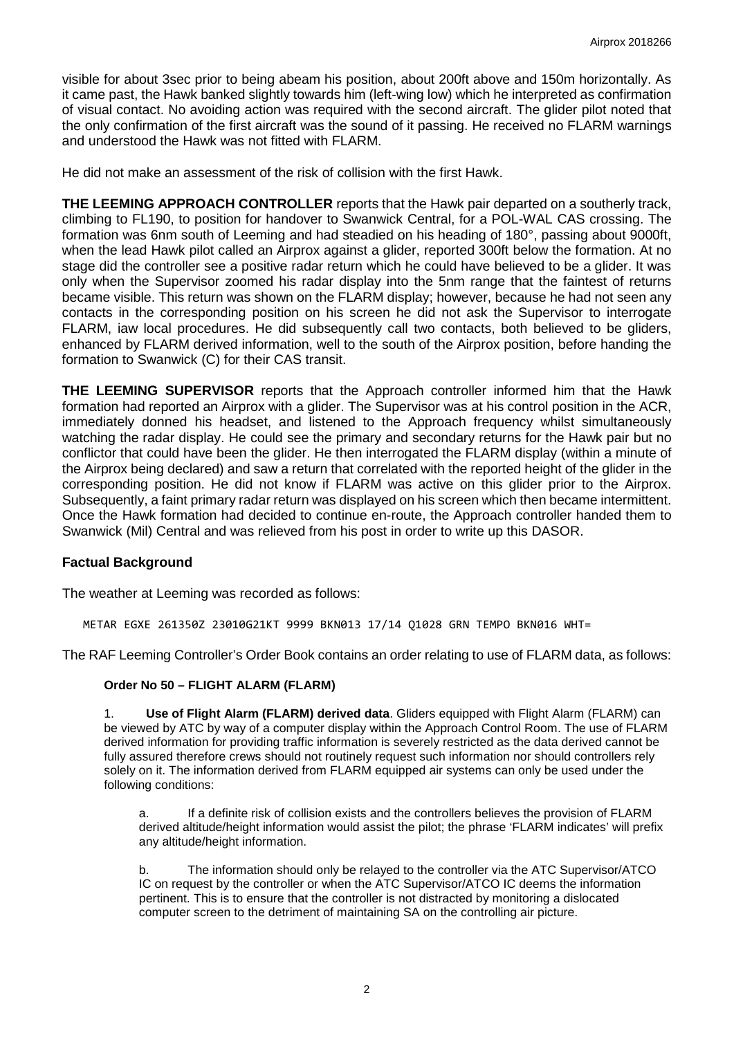visible for about 3sec prior to being abeam his position, about 200ft above and 150m horizontally. As it came past, the Hawk banked slightly towards him (left-wing low) which he interpreted as confirmation of visual contact. No avoiding action was required with the second aircraft. The glider pilot noted that the only confirmation of the first aircraft was the sound of it passing. He received no FLARM warnings and understood the Hawk was not fitted with FLARM.

He did not make an assessment of the risk of collision with the first Hawk.

**THE LEEMING APPROACH CONTROLLER** reports that the Hawk pair departed on a southerly track, climbing to FL190, to position for handover to Swanwick Central, for a POL-WAL CAS crossing. The formation was 6nm south of Leeming and had steadied on his heading of 180°, passing about 9000ft, when the lead Hawk pilot called an Airprox against a glider, reported 300ft below the formation. At no stage did the controller see a positive radar return which he could have believed to be a glider. It was only when the Supervisor zoomed his radar display into the 5nm range that the faintest of returns became visible. This return was shown on the FLARM display; however, because he had not seen any contacts in the corresponding position on his screen he did not ask the Supervisor to interrogate FLARM, iaw local procedures. He did subsequently call two contacts, both believed to be gliders, enhanced by FLARM derived information, well to the south of the Airprox position, before handing the formation to Swanwick (C) for their CAS transit.

**THE LEEMING SUPERVISOR** reports that the Approach controller informed him that the Hawk formation had reported an Airprox with a glider. The Supervisor was at his control position in the ACR, immediately donned his headset, and listened to the Approach frequency whilst simultaneously watching the radar display. He could see the primary and secondary returns for the Hawk pair but no conflictor that could have been the glider. He then interrogated the FLARM display (within a minute of the Airprox being declared) and saw a return that correlated with the reported height of the glider in the corresponding position. He did not know if FLARM was active on this glider prior to the Airprox. Subsequently, a faint primary radar return was displayed on his screen which then became intermittent. Once the Hawk formation had decided to continue en-route, the Approach controller handed them to Swanwick (Mil) Central and was relieved from his post in order to write up this DASOR.

## Factual Background

The weather at Leeming was recorded as follows:

```
METAR EGXE 261350Z 23010G21KT 9999 BKN013 17/14 Q1028 GRN TEMPO BKN016 WHT=
```

The RAF Leeming Controller's Order Book contains an order relating to use of FLARM data, as follows:

**Order No 50 – FLIGHT ALARM (FLARM)**

1. **Use of Flight Alarm (FLARM) derived data**. Gliders equipped with Flight Alarm (FLARM) can be viewed by ATC by way of a computer display within the Approach Control Room. The use of FLARM derived information for providing traffic information is severely restricted as the data derived cannot be fully assured therefore crews should not routinely request such information nor should controllers rely solely on it. The information derived from FLARM equipped air systems can only be used under the following conditions:

   a. If a definite risk of collision exists and the controllers believes the provision of FLARM derived altitude/height information would assist the pilot; the phrase 'FLARM indicates' will prefix any altitude/height information.

   b. The information should only be relayed to the controller via the ATC Supervisor/ATCO IC on request by the controller or when the ATC Supervisor/ATCO IC deems the information pertinent. This is to ensure that the controller is not distracted by monitoring a dislocated computer screen to the detriment of maintaining SA on the controlling air picture.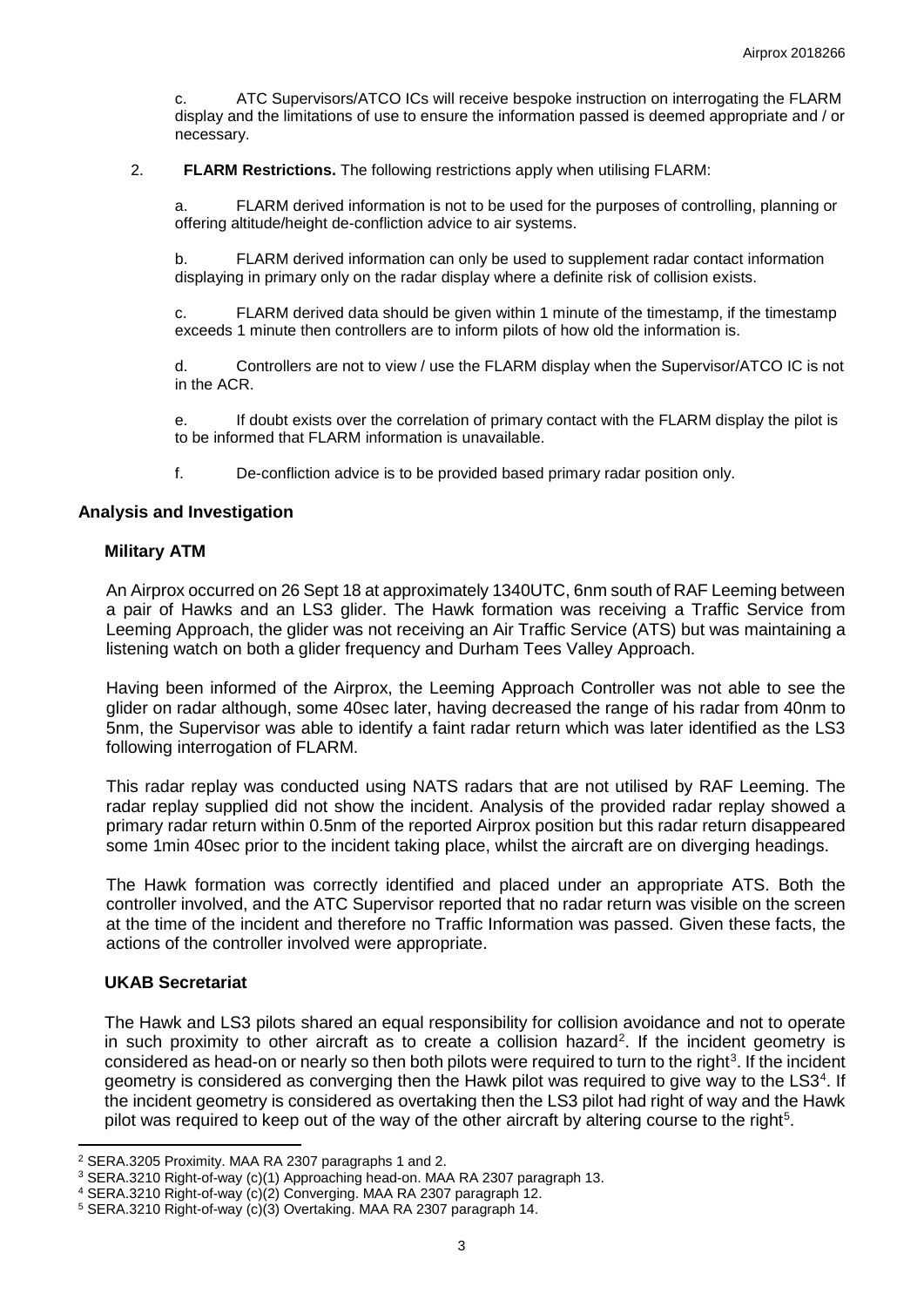c. ATC Supervisors/ATCO ICs will receive bespoke instruction on interrogating the FLARM display and the limitations of use to ensure the information passed is deemed appropriate and / or necessary.

2. **FLARM Restrictions.** The following restrictions apply when utilising FLARM:

a. FLARM derived information is not to be used for the purposes of controlling, planning or offering altitude/height de-confliction advice to air systems.

b. FLARM derived information can only be used to supplement radar contact information displaying in primary only on the radar display where a definite risk of collision exists.

c. FLARM derived data should be given within 1 minute of the timestamp, if the timestamp exceeds 1 minute then controllers are to inform pilots of how old the information is.

d. Controllers are not to view / use the FLARM display when the Supervisor/ATCO IC is not in the ACR.

e. If doubt exists over the correlation of primary contact with the FLARM display the pilot is to be informed that FLARM information is unavailable.

f. De-confliction advice is to be provided based primary radar position only.

## Analysis and Investigation

### Military ATM

An Airprox occurred on 26 Sept 18 at approximately 1340UTC, 6nm south of RAF Leeming between a pair of Hawks and an LS3 glider. The Hawk formation was receiving a Traffic Service from Leeming Approach, the glider was not receiving an Air Traffic Service (ATS) but was maintaining a listening watch on both a glider frequency and Durham Tees Valley Approach.

Having been informed of the Airprox, the Leeming Approach Controller was not able to see the glider on radar although, some 40sec later, having decreased the range of his radar from 40nm to 5nm, the Supervisor was able to identify a faint radar return which was later identified as the LS3 following interrogation of FLARM.

This radar replay was conducted using NATS radars that are not utilised by RAF Leeming. The radar replay supplied did not show the incident. Analysis of the provided radar replay showed a primary radar return within 0.5nm of the reported Airprox position but this radar return disappeared some 1min 40sec prior to the incident taking place, whilst the aircraft are on diverging headings.

The Hawk formation was correctly identified and placed under an appropriate ATS. Both the controller involved, and the ATC Supervisor reported that no radar return was visible on the screen at the time of the incident and therefore no Traffic Information was passed. Given these facts, the actions of the controller involved were appropriate.

### UKAB Secretariat

The Hawk and LS3 pilots shared an equal responsibility for collision avoidance and not to operate in such proximity to other aircraft as to create a collision hazard[2]. If the incident geometry is considered as head-on or nearly so then both pilots were required to turn to the right[3]. If the incident geometry is considered as converging then the Hawk pilot was required to give way to the LS3[4]. If the incident geometry is considered as overtaking then the LS3 pilot had right of way and the Hawk pilot was required to keep out of the way of the other aircraft by altering course to the right[5].

---

[2] SERA.3205 Proximity. MAA RA 2307 paragraphs 1 and 2.

[3] SERA.3210 Right-of-way (c)(1) Approaching head-on. MAA RA 2307 paragraph 13.

[4] SERA.3210 Right-of-way (c)(2) Converging. MAA RA 2307 paragraph 12.

[5] SERA.3210 Right-of-way (c)(3) Overtaking. MAA RA 2307 paragraph 14.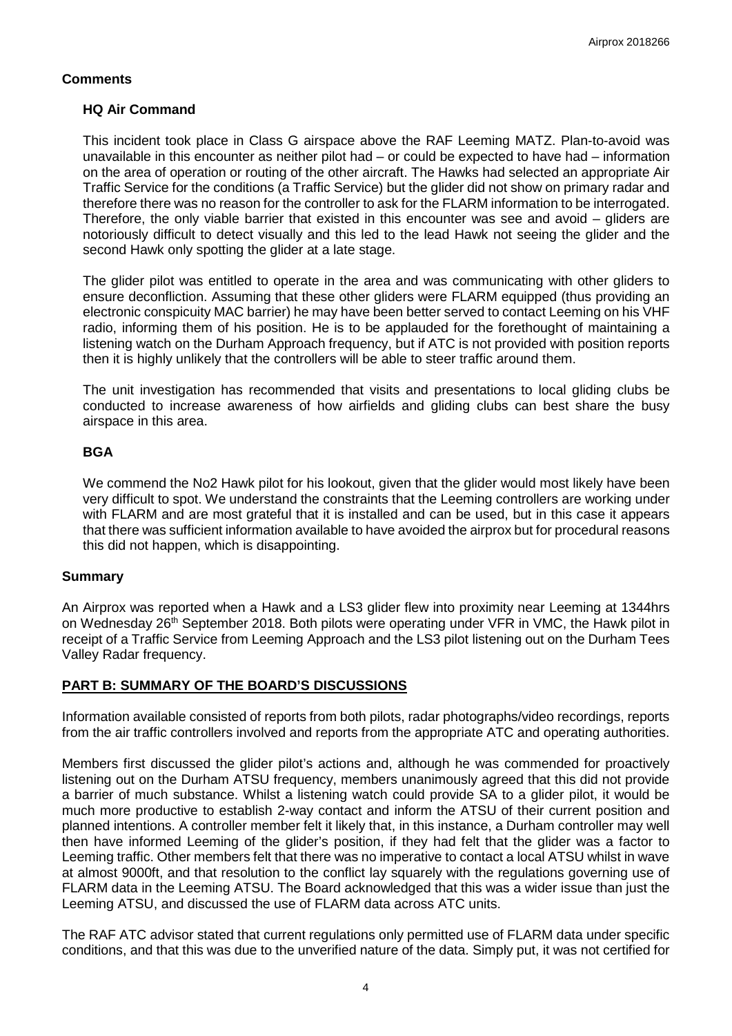## Comments

### HQ Air Command

This incident took place in Class G airspace above the RAF Leeming MATZ. Plan-to-avoid was unavailable in this encounter as neither pilot had – or could be expected to have had – information on the area of operation or routing of the other aircraft. The Hawks had selected an appropriate Air Traffic Service for the conditions (a Traffic Service) but the glider did not show on primary radar and therefore there was no reason for the controller to ask for the FLARM information to be interrogated. Therefore, the only viable barrier that existed in this encounter was see and avoid – gliders are notoriously difficult to detect visually and this led to the lead Hawk not seeing the glider and the second Hawk only spotting the glider at a late stage.

The glider pilot was entitled to operate in the area and was communicating with other gliders to ensure deconfliction. Assuming that these other gliders were FLARM equipped (thus providing an electronic conspicuity MAC barrier) he may have been better served to contact Leeming on his VHF radio, informing them of his position. He is to be applauded for the forethought of maintaining a listening watch on the Durham Approach frequency, but if ATC is not provided with position reports then it is highly unlikely that the controllers will be able to steer traffic around them.

The unit investigation has recommended that visits and presentations to local gliding clubs be conducted to increase awareness of how airfields and gliding clubs can best share the busy airspace in this area.

### BGA

We commend the No2 Hawk pilot for his lookout, given that the glider would most likely have been very difficult to spot. We understand the constraints that the Leeming controllers are working under with FLARM and are most grateful that it is installed and can be used, but in this case it appears that there was sufficient information available to have avoided the airprox but for procedural reasons this did not happen, which is disappointing.

## Summary

An Airprox was reported when a Hawk and a LS3 glider flew into proximity near Leeming at 1344hrs on Wednesday 26th September 2018. Both pilots were operating under VFR in VMC, the Hawk pilot in receipt of a Traffic Service from Leeming Approach and the LS3 pilot listening out on the Durham Tees Valley Radar frequency.

## PART B: SUMMARY OF THE BOARD'S DISCUSSIONS

Information available consisted of reports from both pilots, radar photographs/video recordings, reports from the air traffic controllers involved and reports from the appropriate ATC and operating authorities.

Members first discussed the glider pilot's actions and, although he was commended for proactively listening out on the Durham ATSU frequency, members unanimously agreed that this did not provide a barrier of much substance. Whilst a listening watch could provide SA to a glider pilot, it would be much more productive to establish 2-way contact and inform the ATSU of their current position and planned intentions. A controller member felt it likely that, in this instance, a Durham controller may well then have informed Leeming of the glider's position, if they had felt that the glider was a factor to Leeming traffic. Other members felt that there was no imperative to contact a local ATSU whilst in wave at almost 9000ft, and that resolution to the conflict lay squarely with the regulations governing use of FLARM data in the Leeming ATSU. The Board acknowledged that this was a wider issue than just the Leeming ATSU, and discussed the use of FLARM data across ATC units.

The RAF ATC advisor stated that current regulations only permitted use of FLARM data under specific conditions, and that this was due to the unverified nature of the data. Simply put, it was not certified for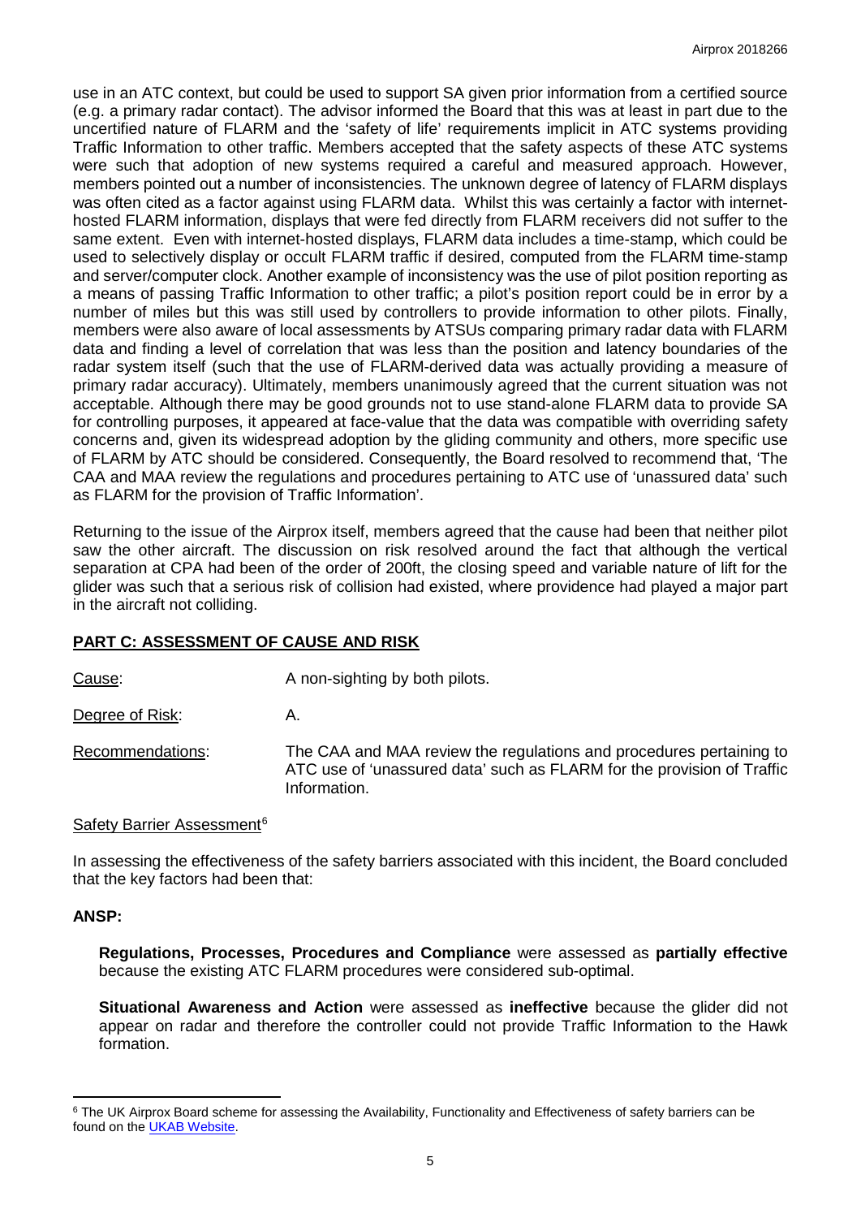use in an ATC context, but could be used to support SA given prior information from a certified source (e.g. a primary radar contact). The advisor informed the Board that this was at least in part due to the uncertified nature of FLARM and the 'safety of life' requirements implicit in ATC systems providing Traffic Information to other traffic. Members accepted that the safety aspects of these ATC systems were such that adoption of new systems required a careful and measured approach. However, members pointed out a number of inconsistencies. The unknown degree of latency of FLARM displays was often cited as a factor against using FLARM data. Whilst this was certainly a factor with internet-hosted FLARM information, displays that were fed directly from FLARM receivers did not suffer to the same extent. Even with internet-hosted displays, FLARM data includes a time-stamp, which could be used to selectively display or occult FLARM traffic if desired, computed from the FLARM time-stamp and server/computer clock. Another example of inconsistency was the use of pilot position reporting as a means of passing Traffic Information to other traffic; a pilot's position report could be in error by a number of miles but this was still used by controllers to provide information to other pilots. Finally, members were also aware of local assessments by ATSUs comparing primary radar data with FLARM data and finding a level of correlation that was less than the position and latency boundaries of the radar system itself (such that the use of FLARM-derived data was actually providing a measure of primary radar accuracy). Ultimately, members unanimously agreed that the current situation was not acceptable. Although there may be good grounds not to use stand-alone FLARM data to provide SA for controlling purposes, it appeared at face-value that the data was compatible with overriding safety concerns and, given its widespread adoption by the gliding community and others, more specific use of FLARM by ATC should be considered. Consequently, the Board resolved to recommend that, 'The CAA and MAA review the regulations and procedures pertaining to ATC use of 'unassured data' such as FLARM for the provision of Traffic Information'.

Returning to the issue of the Airprox itself, members agreed that the cause had been that neither pilot saw the other aircraft. The discussion on risk resolved around the fact that although the vertical separation at CPA had been of the order of 200ft, the closing speed and variable nature of lift for the glider was such that a serious risk of collision had existed, where providence had played a major part in the aircraft not colliding.

## PART C: ASSESSMENT OF CAUSE AND RISK

Cause: A non-sighting by both pilots.

Degree of Risk: A.

Recommendations: The CAA and MAA review the regulations and procedures pertaining to ATC use of 'unassured data' such as FLARM for the provision of Traffic Information.

Safety Barrier Assessment[6]

In assessing the effectiveness of the safety barriers associated with this incident, the Board concluded that the key factors had been that:

**ANSP:**

**Regulations, Processes, Procedures and Compliance** were assessed as **partially effective** because the existing ATC FLARM procedures were considered sub-optimal.

**Situational Awareness and Action** were assessed as **ineffective** because the glider did not appear on radar and therefore the controller could not provide Traffic Information to the Hawk formation.

[6] The UK Airprox Board scheme for assessing the Availability, Functionality and Effectiveness of safety barriers can be found on the UKAB Website.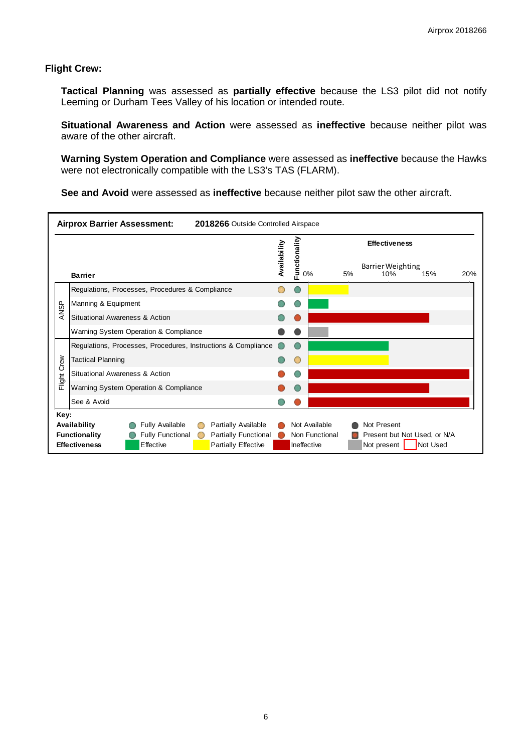**Flight Crew:**

**Tactical Planning** was assessed as **partially effective** because the LS3 pilot did not notify Leeming or Durham Tees Valley of his location or intended route.

**Situational Awareness and Action** were assessed as **ineffective** because neither pilot was aware of the other aircraft.

**Warning System Operation and Compliance** were assessed as **ineffective** because the Hawks were not electronically compatible with the LS3's TAS (FLARM).

**See and Avoid** were assessed as **ineffective** because neither pilot saw the other aircraft.

**Airprox Barrier Assessment:** **2018266** Outside Controlled Airspace

Barrier
Availability
Functionality
Effectiveness
Barrier Weighting
0% 5% 10% 15% 20%

ANSP
Regulations, Processes, Procedures & Compliance
Manning & Equipment
Situational Awareness & Action
Warning System Operation & Compliance

Flight Crew
Regulations, Processes, Procedures, Instructions & Compliance
Tactical Planning
Situational Awareness & Action
Warning System Operation & Compliance
See & Avoid

**Key:**
**Availability** Fully Available, Partially Available, Not Available, Not Present
**Functionality** Fully Functional, Partially Functional, Non Functional, Present but Not Used, or N/A
**Effectiveness** Effective, Partially Effective, Ineffective, Not present, Not Used